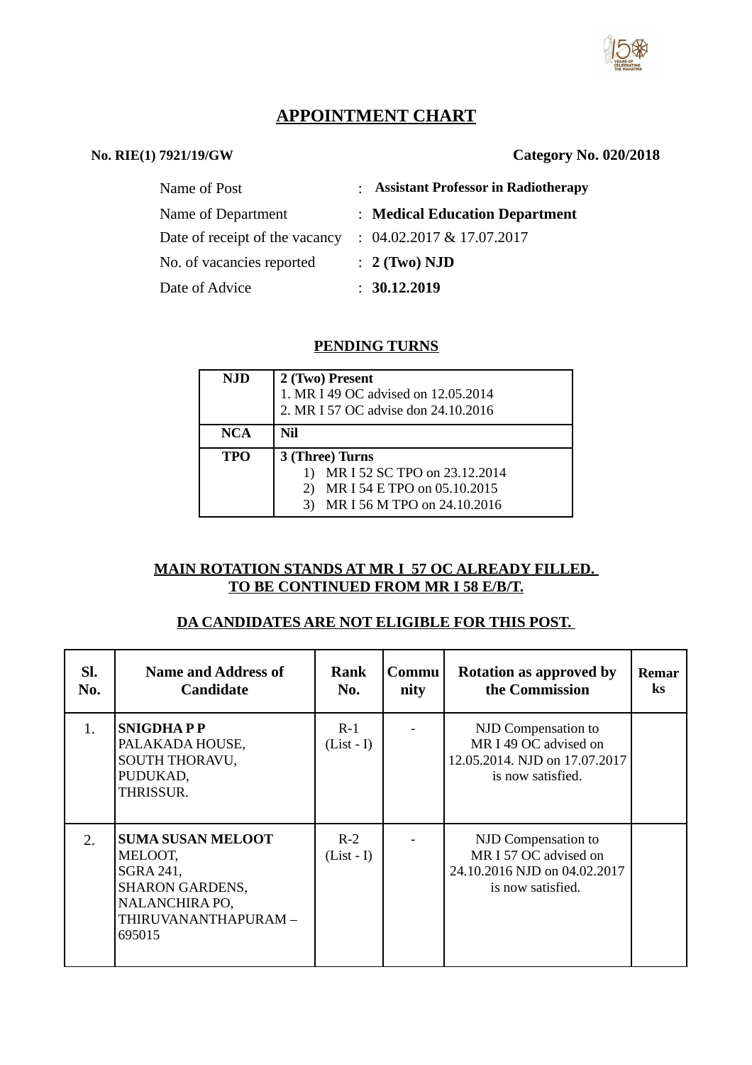# APPOINTMENT CHART

**No. RIE(1) 7921/19/GW** **Category No. 020/2018**

| | | |
|---|---|---|
| Name of Post | : | **Assistant Professor in Radiotherapy** |
| Name of Department | : | **Medical Education Department** |
| Date of receipt of the vacancy | : | 04.02.2017 & 17.07.2017 |
| No. of vacancies reported | : | **2 (Two) NJD** |
| Date of Advice | : | **30.12.2019** |

## PENDING TURNS

| | |
|---|---|
| **NJD** | **2 (Two) Present**<br>1. MR I 49 OC advised on 12.05.2014<br>2. MR I 57 OC advise don 24.10.2016 |
| **NCA** | **Nil** |
| **TPO** | **3 (Three) Turns**<br>1) MR I 52 SC TPO on 23.12.2014<br>2) MR I 54 E TPO on 05.10.2015<br>3) MR I 56 M TPO on 24.10.2016 |

**MAIN ROTATION STANDS AT MR I 57 OC ALREADY FILLED.**
**TO BE CONTINUED FROM MR I 58 E/B/T.**

**DA CANDIDATES ARE NOT ELIGIBLE FOR THIS POST.**

| Sl. No. | Name and Address of Candidate | Rank No. | Community | Rotation as approved by the Commission | Remarks |
|---|---|---|---|---|---|
| 1. | **SNIGDHA P P**<br>PALAKADA HOUSE,<br>SOUTH THORAVU,<br>PUDUKAD,<br>THRISSUR. | R-1<br>(List - I) | - | NJD Compensation to MR I 49 OC advised on 12.05.2014. NJD on 17.07.2017 is now satisfied. | |
| 2. | **SUMA SUSAN MELOOT**<br>MELOOT,<br>SGRA 241,<br>SHARON GARDENS,<br>NALANCHIRA PO,<br>THIRUVANANTHAPURAM – 695015 | R-2<br>(List - I) | - | NJD Compensation to MR I 57 OC advised on 24.10.2016 NJD on 04.02.2017 is now satisfied. | |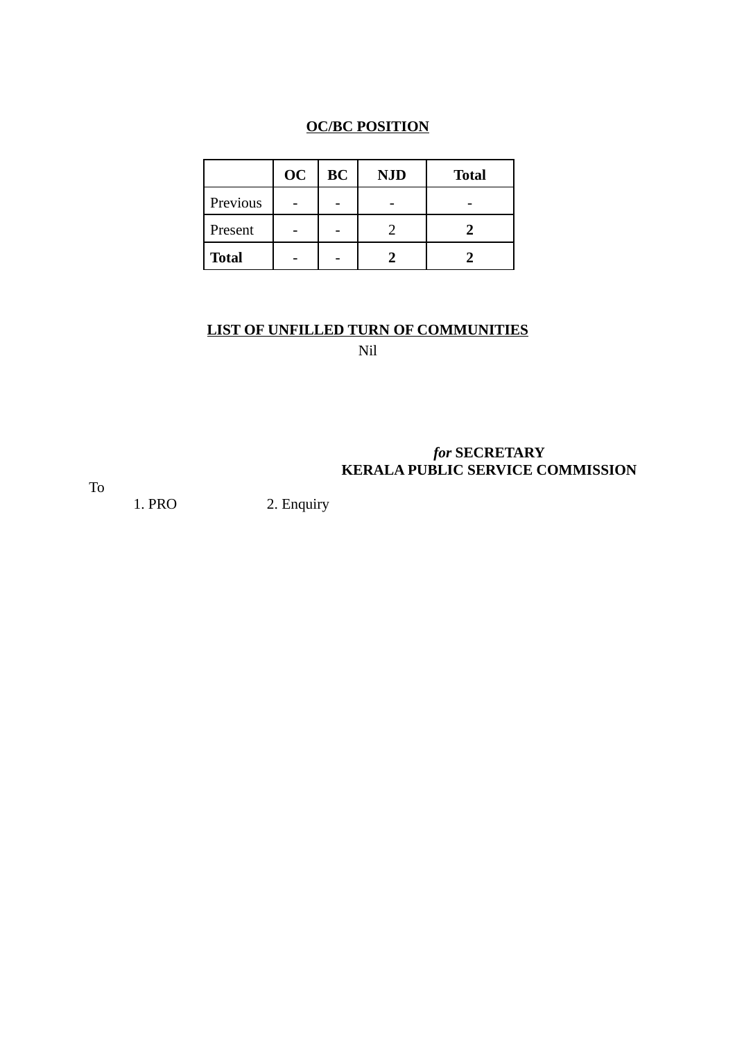**OC/BC POSITION**

| | **OC** | **BC** | **NJD** | **Total** |
|---|---|---|---|---|
| Previous | - | - | - | - |
| Present | - | - | 2 | **2** |
| **Total** | - | - | **2** | **2** |

**LIST OF UNFILLED TURN OF COMMUNITIES**

Nil

***for*** **SECRETARY**
**KERALA PUBLIC SERVICE COMMISSION**

To

1. PRO
2. Enquiry